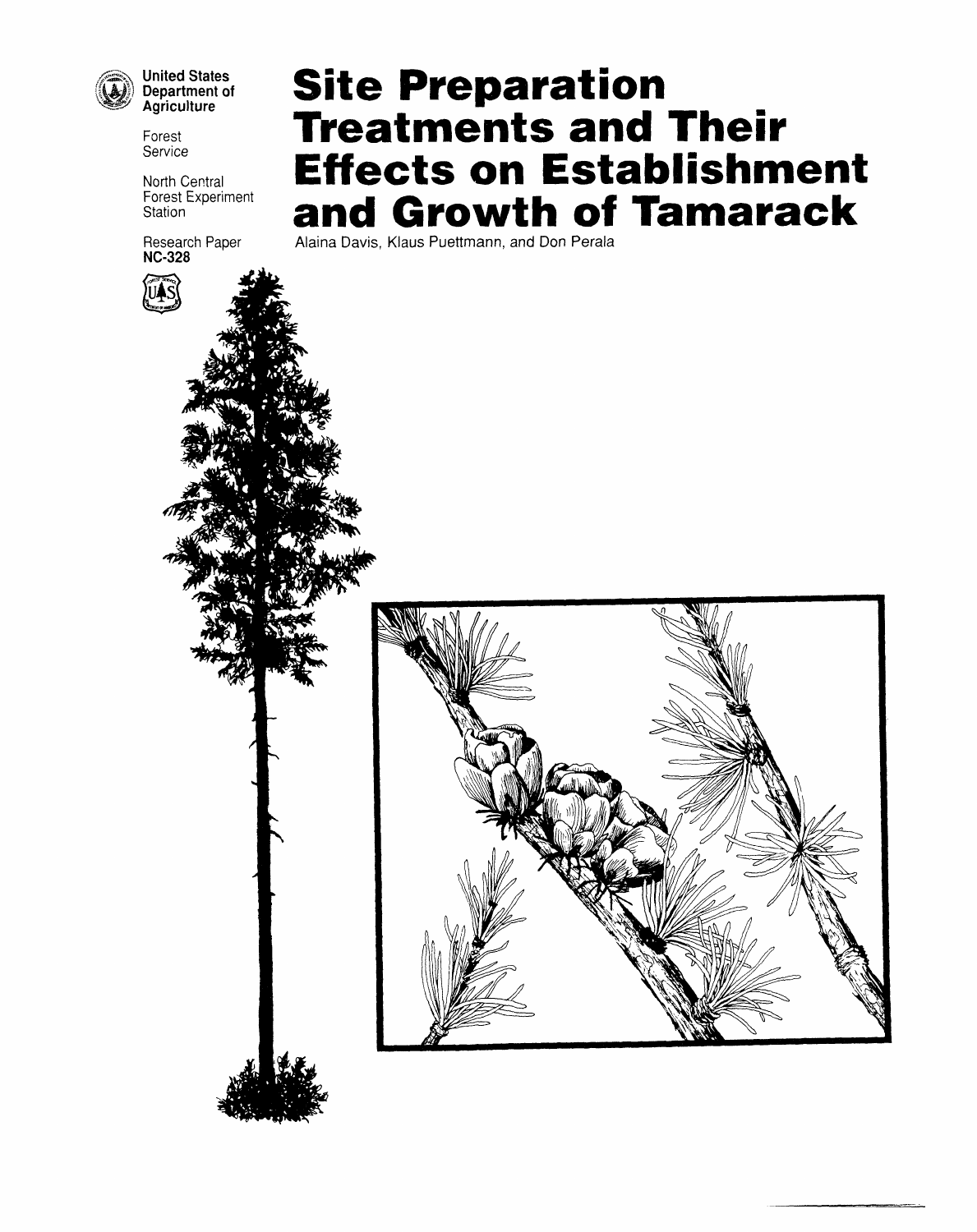United States Department of Agriculture

Forest Service

North Central Forest Experiment Station

Research Paper
**NC-328**

# Site Preparation Treatments and Their Effects on Establishment and Growth of Tamarack

Alaina Davis, Klaus Puettmann, and Don Perala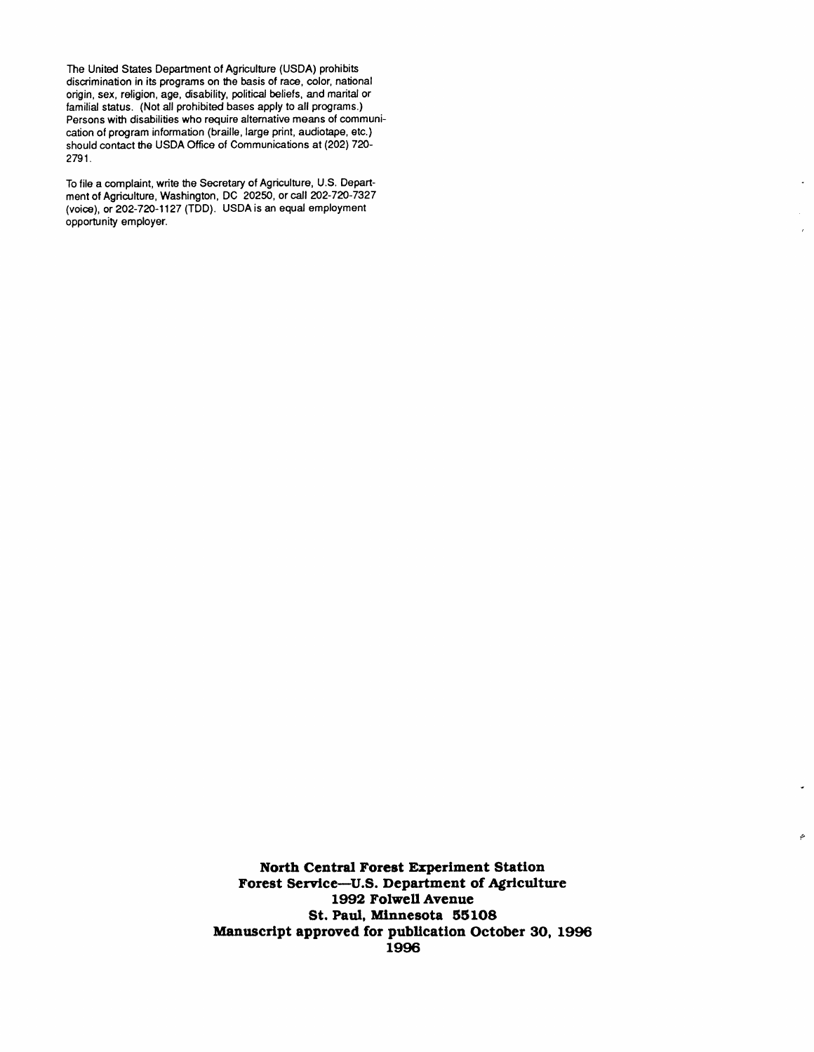The United States Department of Agriculture (USDA) prohibits discrimination in its programs on the basis of race, color, national origin, sex, religion, age, disability, political beliefs, and marital or familial status. (Not all prohibited bases apply to all programs.) Persons with disabilities who require alternative means of communication of program information (braille, large print, audiotape, etc.) should contact the USDA Office of Communications at (202) 720-2791.

To file a complaint, write the Secretary of Agriculture, U.S. Department of Agriculture, Washington, DC 20250, or call 202-720-7327 (voice), or 202-720-1127 (TDD). USDA is an equal employment opportunity employer.

**North Central Forest Experiment Station**
**Forest Service—U.S. Department of Agriculture**
**1992 Folwell Avenue**
**St. Paul, Minnesota 55108**
**Manuscript approved for publication October 30, 1996**
**1996**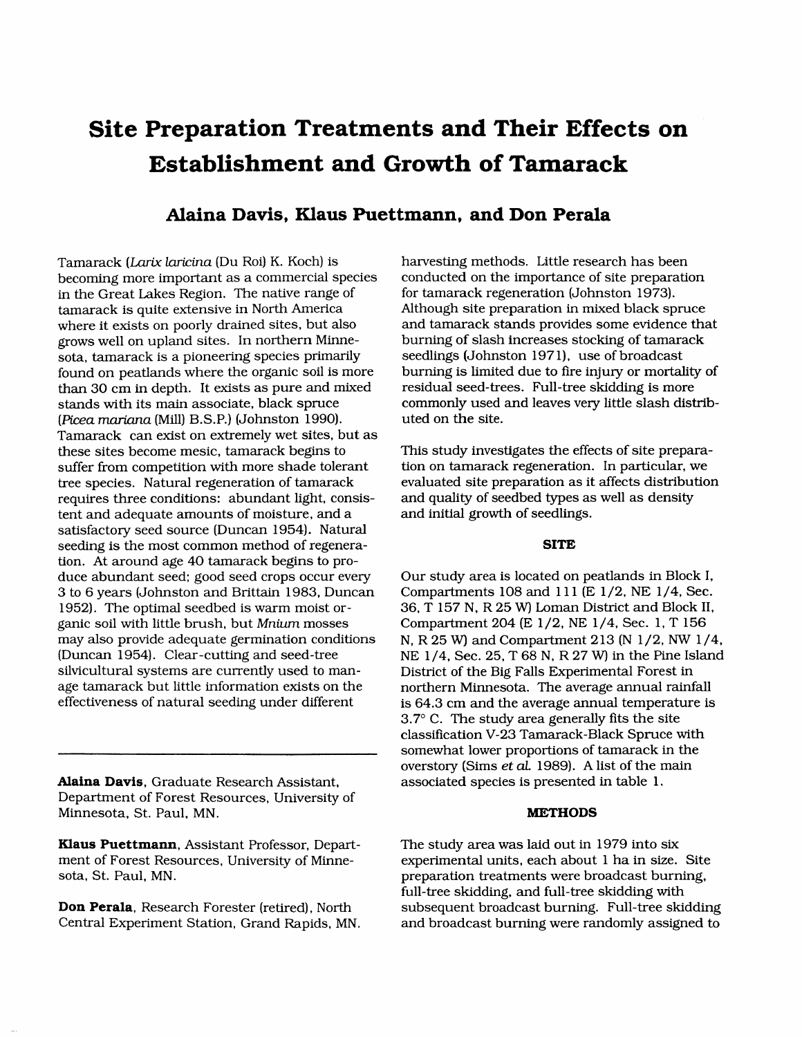# Site Preparation Treatments and Their Effects on Establishment and Growth of Tamarack

## Alaina Davis, Klaus Puettmann, and Don Perala

Tamarack (*Larix laricina* (Du Roi) K. Koch) is becoming more important as a commercial species in the Great Lakes Region. The native range of tamarack is quite extensive in North America where it exists on poorly drained sites, but also grows well on upland sites. In northern Minnesota, tamarack is a pioneering species primarily found on peatlands where the organic soil is more than 30 cm in depth. It exists as pure and mixed stands with its main associate, black spruce (*Picea mariana* (Mill) B.S.P.) (Johnston 1990). Tamarack can exist on extremely wet sites, but as these sites become mesic, tamarack begins to suffer from competition with more shade tolerant tree species. Natural regeneration of tamarack requires three conditions: abundant light, consistent and adequate amounts of moisture, and a satisfactory seed source (Duncan 1954). Natural seeding is the most common method of regeneration. At around age 40 tamarack begins to produce abundant seed; good seed crops occur every 3 to 6 years (Johnston and Brittain 1983, Duncan 1952). The optimal seedbed is warm moist organic soil with little brush, but *Mnium* mosses may also provide adequate germination conditions (Duncan 1954). Clear-cutting and seed-tree silvicultural systems are currently used to manage tamarack but little information exists on the effectiveness of natural seeding under different harvesting methods. Little research has been conducted on the importance of site preparation for tamarack regeneration (Johnston 1973). Although site preparation in mixed black spruce and tamarack stands provides some evidence that burning of slash increases stocking of tamarack seedlings (Johnston 1971), use of broadcast burning is limited due to fire injury or mortality of residual seed-trees. Full-tree skidding is more commonly used and leaves very little slash distributed on the site.

This study investigates the effects of site preparation on tamarack regeneration. In particular, we evaluated site preparation as it affects distribution and quality of seedbed types as well as density and initial growth of seedlings.

**Alaina Davis**, Graduate Research Assistant, Department of Forest Resources, University of Minnesota, St. Paul, MN.

**Klaus Puettmann**, Assistant Professor, Department of Forest Resources, University of Minnesota, St. Paul, MN.

**Don Perala**, Research Forester (retired), North Central Experiment Station, Grand Rapids, MN.

### SITE

Our study area is located on peatlands in Block I, Compartments 108 and 111 (E 1/2, NE 1/4, Sec. 36, T 157 N, R 25 W) Loman District and Block II, Compartment 204 (E 1/2, NE 1/4, Sec. 1, T 156 N, R 25 W) and Compartment 213 (N 1/2, NW 1/4, NE 1/4, Sec. 25, T 68 N, R 27 W) in the Pine Island District of the Big Falls Experimental Forest in northern Minnesota. The average annual rainfall is 64.3 cm and the average annual temperature is 3.7° C. The study area generally fits the site classification V-23 Tamarack-Black Spruce with somewhat lower proportions of tamarack in the overstory (Sims *et al.* 1989). A list of the main associated species is presented in table 1.

### METHODS

The study area was laid out in 1979 into six experimental units, each about 1 ha in size. Site preparation treatments were broadcast burning, full-tree skidding, and full-tree skidding with subsequent broadcast burning. Full-tree skidding and broadcast burning were randomly assigned to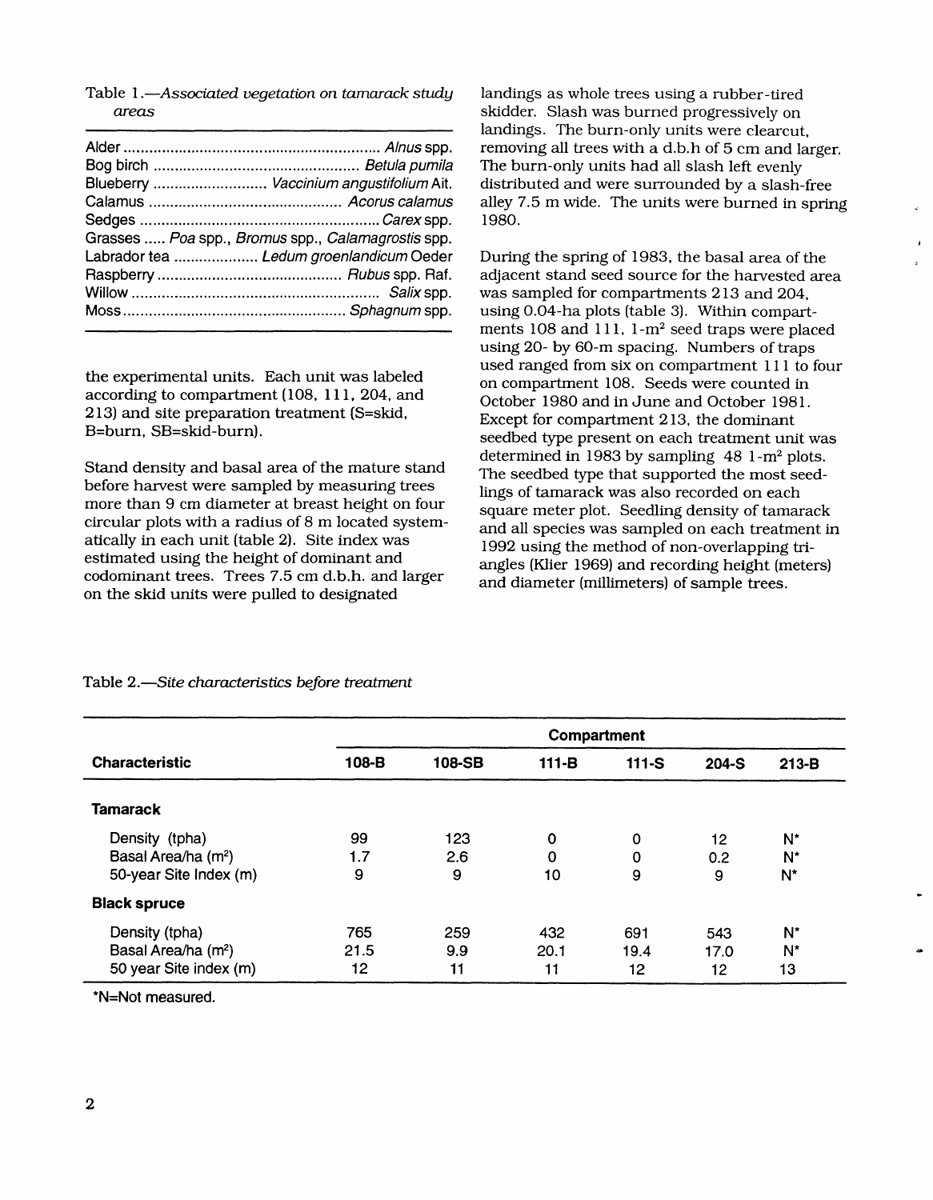Table 1.—*Associated vegetation on tamarack study areas*

| | |
|---|---|
| Alder | *Alnus* spp. |
| Bog birch | *Betula pumila* |
| Blueberry | *Vaccinium angustifolium* Ait. |
| Calamus | *Acorus calamus* |
| Sedges | *Carex* spp. |
| Grasses | *Poa* spp., *Bromus* spp., *Calamagrostis* spp. |
| Labrador tea | *Ledum groenlandicum* Oeder |
| Raspberry | *Rubus* spp. Raf. |
| Willow | *Salix* spp. |
| Moss | *Sphagnum* spp. |

the experimental units. Each unit was labeled according to compartment (108, 111, 204, and 213) and site preparation treatment (S=skid, B=burn, SB=skid-burn).

Stand density and basal area of the mature stand before harvest were sampled by measuring trees more than 9 cm diameter at breast height on four circular plots with a radius of 8 m located systematically in each unit (table 2). Site index was estimated using the height of dominant and codominant trees. Trees 7.5 cm d.b.h. and larger on the skid units were pulled to designated landings as whole trees using a rubber-tired skidder. Slash was burned progressively on landings. The burn-only units were clearcut, removing all trees with a d.b.h of 5 cm and larger. The burn-only units had all slash left evenly distributed and were surrounded by a slash-free alley 7.5 m wide. The units were burned in spring 1980.

During the spring of 1983, the basal area of the adjacent stand seed source for the harvested area was sampled for compartments 213 and 204, using 0.04-ha plots (table 3). Within compartments 108 and 111, 1-m² seed traps were placed using 20- by 60-m spacing. Numbers of traps used ranged from six on compartment 111 to four on compartment 108. Seeds were counted in October 1980 and in June and October 1981. Except for compartment 213, the dominant seedbed type present on each treatment unit was determined in 1983 by sampling 48 1-m² plots. The seedbed type that supported the most seedlings of tamarack was also recorded on each square meter plot. Seedling density of tamarack and all species was sampled on each treatment in 1992 using the method of non-overlapping triangles (Klier 1969) and recording height (meters) and diameter (millimeters) of sample trees.

Table 2.—*Site characteristics before treatment*

| | Compartment | | | | | |
|---|---|---|---|---|---|---|
| **Characteristic** | **108-B** | **108-SB** | **111-B** | **111-S** | **204-S** | **213-B** |
| **Tamarack** | | | | | | |
| Density (tpha) | 99 | 123 | 0 | 0 | 12 | N* |
| Basal Area/ha (m²) | 1.7 | 2.6 | 0 | 0 | 0.2 | N* |
| 50-year Site Index (m) | 9 | 9 | 10 | 9 | 9 | N* |
| **Black spruce** | | | | | | |
| Density (tpha) | 765 | 259 | 432 | 691 | 543 | N* |
| Basal Area/ha (m²) | 21.5 | 9.9 | 20.1 | 19.4 | 17.0 | N* |
| 50 year Site index (m) | 12 | 11 | 11 | 12 | 12 | 13 |

*N=Not measured.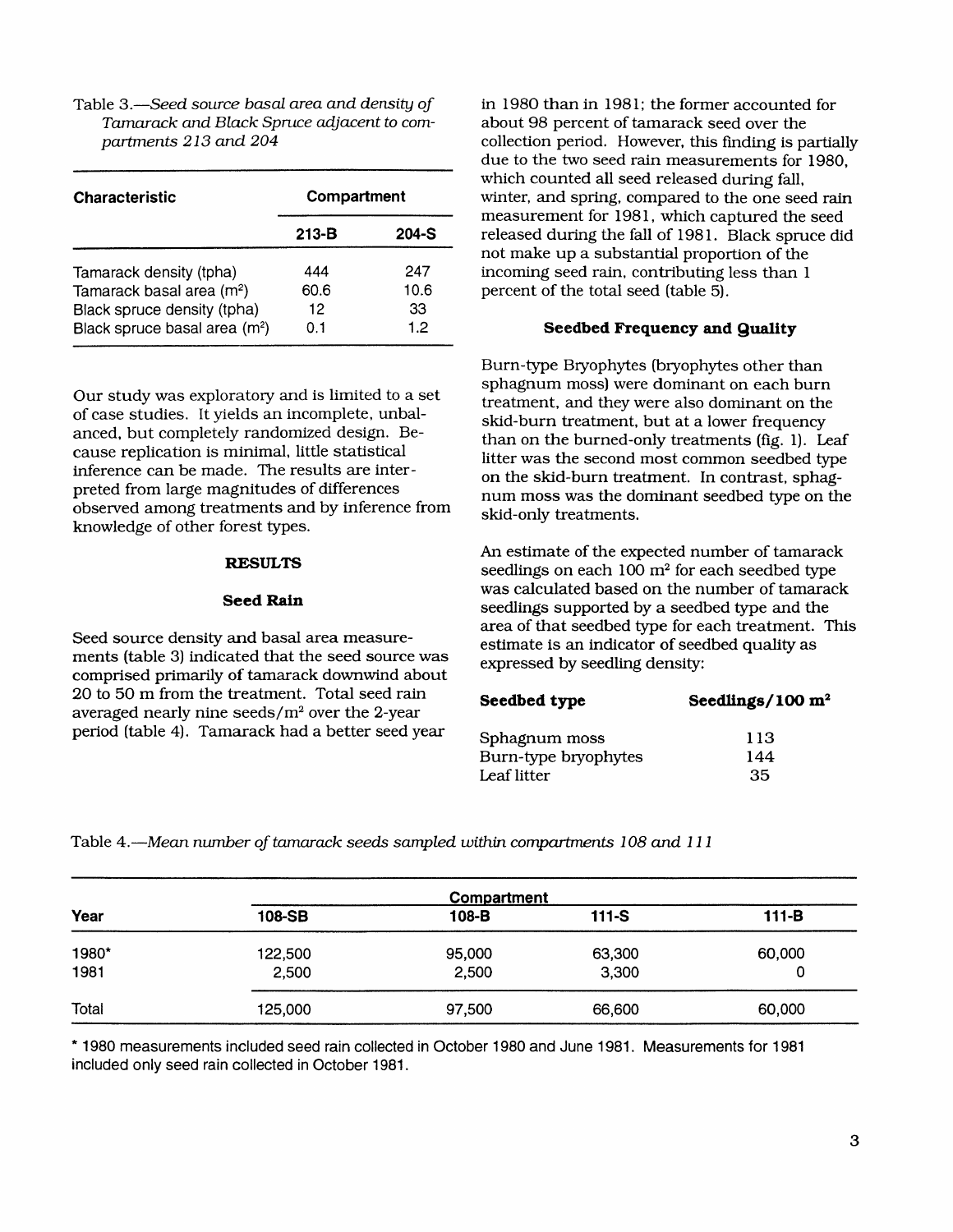Table 3.—*Seed source basal area and density of Tamarack and Black Spruce adjacent to compartments 213 and 204*

| Characteristic | Compartment | |
|---|---|---|
| | 213-B | 204-S |
| Tamarack density (tpha) | 444 | 247 |
| Tamarack basal area ($m^2$) | 60.6 | 10.6 |
| Black spruce density (tpha) | 12 | 33 |
| Black spruce basal area ($m^2$) | 0.1 | 1.2 |

Our study was exploratory and is limited to a set of case studies. It yields an incomplete, unbalanced, but completely randomized design. Because replication is minimal, little statistical inference can be made. The results are interpreted from large magnitudes of differences observed among treatments and by inference from knowledge of other forest types.

## RESULTS

### Seed Rain

Seed source density and basal area measurements (table 3) indicated that the seed source was comprised primarily of tamarack downwind about 20 to 50 m from the treatment. Total seed rain averaged nearly nine seeds/$m^2$ over the 2-year period (table 4). Tamarack had a better seed year in 1980 than in 1981; the former accounted for about 98 percent of tamarack seed over the collection period. However, this finding is partially due to the two seed rain measurements for 1980, which counted all seed released during fall, winter, and spring, compared to the one seed rain measurement for 1981, which captured the seed released during the fall of 1981. Black spruce did not make up a substantial proportion of the incoming seed rain, contributing less than 1 percent of the total seed (table 5).

### Seedbed Frequency and Quality

Burn-type Bryophytes (bryophytes other than sphagnum moss) were dominant on each burn treatment, and they were also dominant on the skid-burn treatment, but at a lower frequency than on the burned-only treatments (fig. 1). Leaf litter was the second most common seedbed type on the skid-burn treatment. In contrast, sphagnum moss was the dominant seedbed type on the skid-only treatments.

An estimate of the expected number of tamarack seedlings on each 100 $m^2$ for each seedbed type was calculated based on the number of tamarack seedlings supported by a seedbed type and the area of that seedbed type for each treatment. This estimate is an indicator of seedbed quality as expressed by seedling density:

| Seedbed type | Seedlings/100 $m^2$ |
|---|---|
| Sphagnum moss | 113 |
| Burn-type bryophytes | 144 |
| Leaf litter | 35 |

Table 4.—*Mean number of tamarack seeds sampled within compartments 108 and 111*

| Year | Compartment | | | |
|---|---|---|---|---|
| | 108-SB | 108-B | 111-S | 111-B |
| 1980* | 122,500 | 95,000 | 63,300 | 60,000 |
| 1981 | 2,500 | 2,500 | 3,300 | 0 |
| Total | 125,000 | 97,500 | 66,600 | 60,000 |

\* 1980 measurements included seed rain collected in October 1980 and June 1981. Measurements for 1981 included only seed rain collected in October 1981.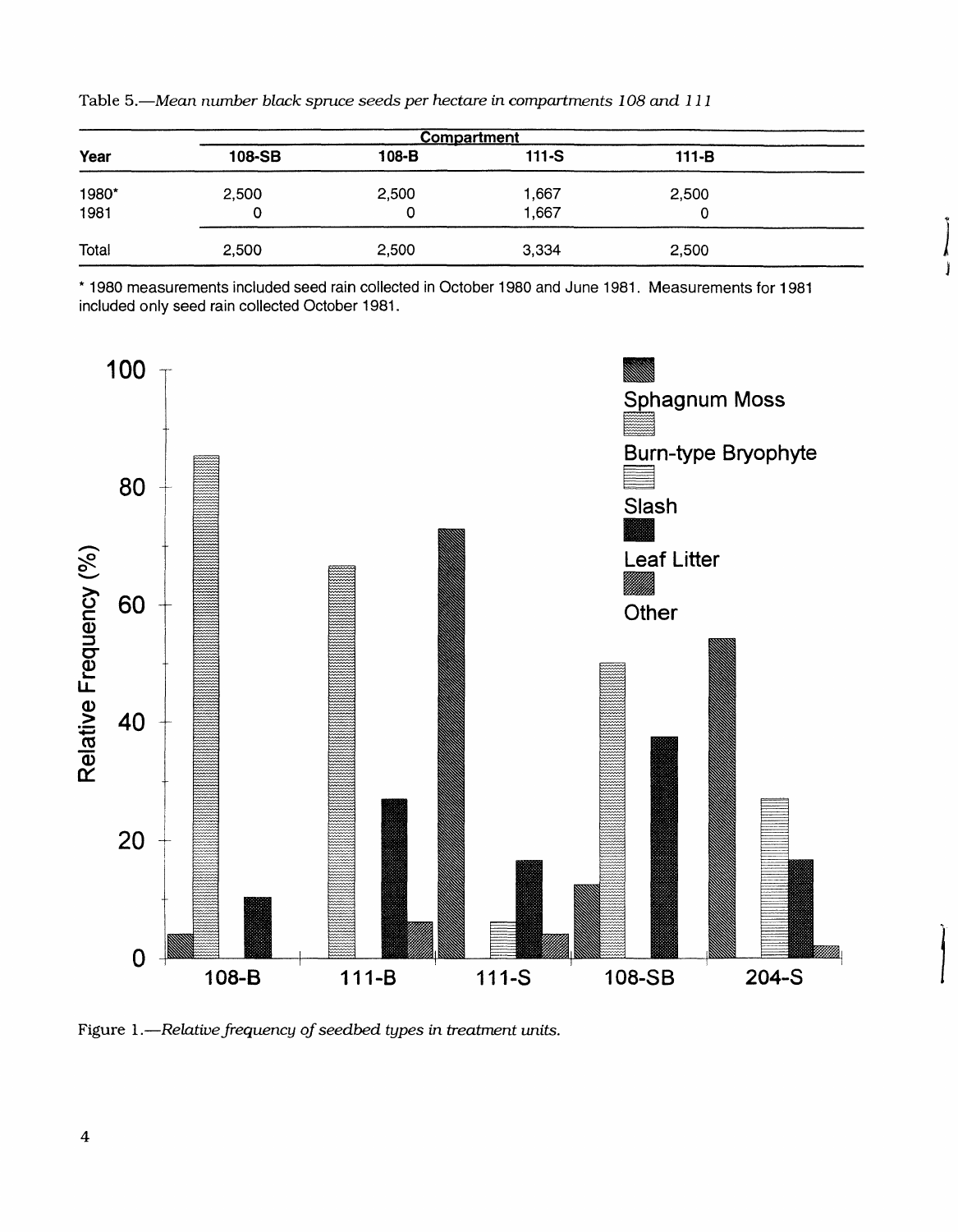Table 5.—*Mean number black spruce seeds per hectare in compartments 108 and 111*

| Year | Compartment | | | |
|---|---|---|---|---|
| | 108-SB | 108-B | 111-S | 111-B |
| 1980* | 2,500 | 2,500 | 1,667 | 2,500 |
| 1981 | 0 | 0 | 1,667 | 0 |
| Total | 2,500 | 2,500 | 3,334 | 2,500 |

\* 1980 measurements included seed rain collected in October 1980 and June 1981. Measurements for 1981 included only seed rain collected October 1981.

Figure 1.—*Relative frequency of seedbed types in treatment units.*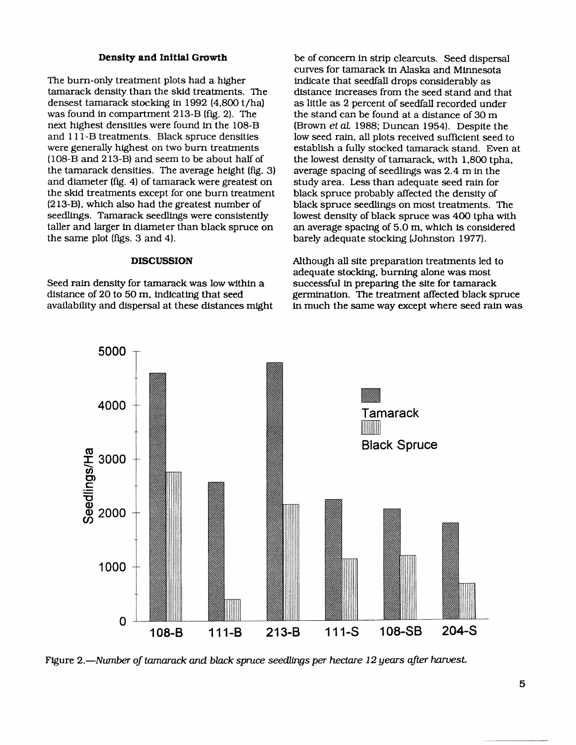### Density and Initial Growth

The burn-only treatment plots had a higher tamarack density than the skid treatments. The densest tamarack stocking in 1992 (4,800 t/ha) was found in compartment 213-B (fig. 2). The next highest densities were found in the 108-B and 111-B treatments. Black spruce densities were generally highest on two burn treatments (108-B and 213-B) and seem to be about half of the tamarack densities. The average height (fig. 3) and diameter (fig. 4) of tamarack were greatest on the skid treatments except for one burn treatment (213-B), which also had the greatest number of seedlings. Tamarack seedlings were consistently taller and larger in diameter than black spruce on the same plot (figs. 3 and 4).

### DISCUSSION

Seed rain density for tamarack was low within a distance of 20 to 50 m, indicating that seed availability and dispersal at these distances might be of concern in strip clearcuts. Seed dispersal curves for tamarack in Alaska and Minnesota indicate that seedfall drops considerably as distance increases from the seed stand and that as little as 2 percent of seedfall recorded under the stand can be found at a distance of 30 m (Brown *et al.* 1988; Duncan 1954). Despite the low seed rain, all plots received sufficient seed to establish a fully stocked tamarack stand. Even at the lowest density of tamarack, with 1,800 tpha, average spacing of seedlings was 2.4 m in the study area. Less than adequate seed rain for black spruce probably affected the density of black spruce seedlings on most treatments. The lowest density of black spruce was 400 tpha with an average spacing of 5.0 m, which is considered barely adequate stocking (Johnston 1977).

Although all site preparation treatments led to adequate stocking, burning alone was most successful in preparing the site for tamarack germination. The treatment affected black spruce in much the same way except where seed rain was

Figure 2.—*Number of tamarack and black spruce seedlings per hectare 12 years after harvest.*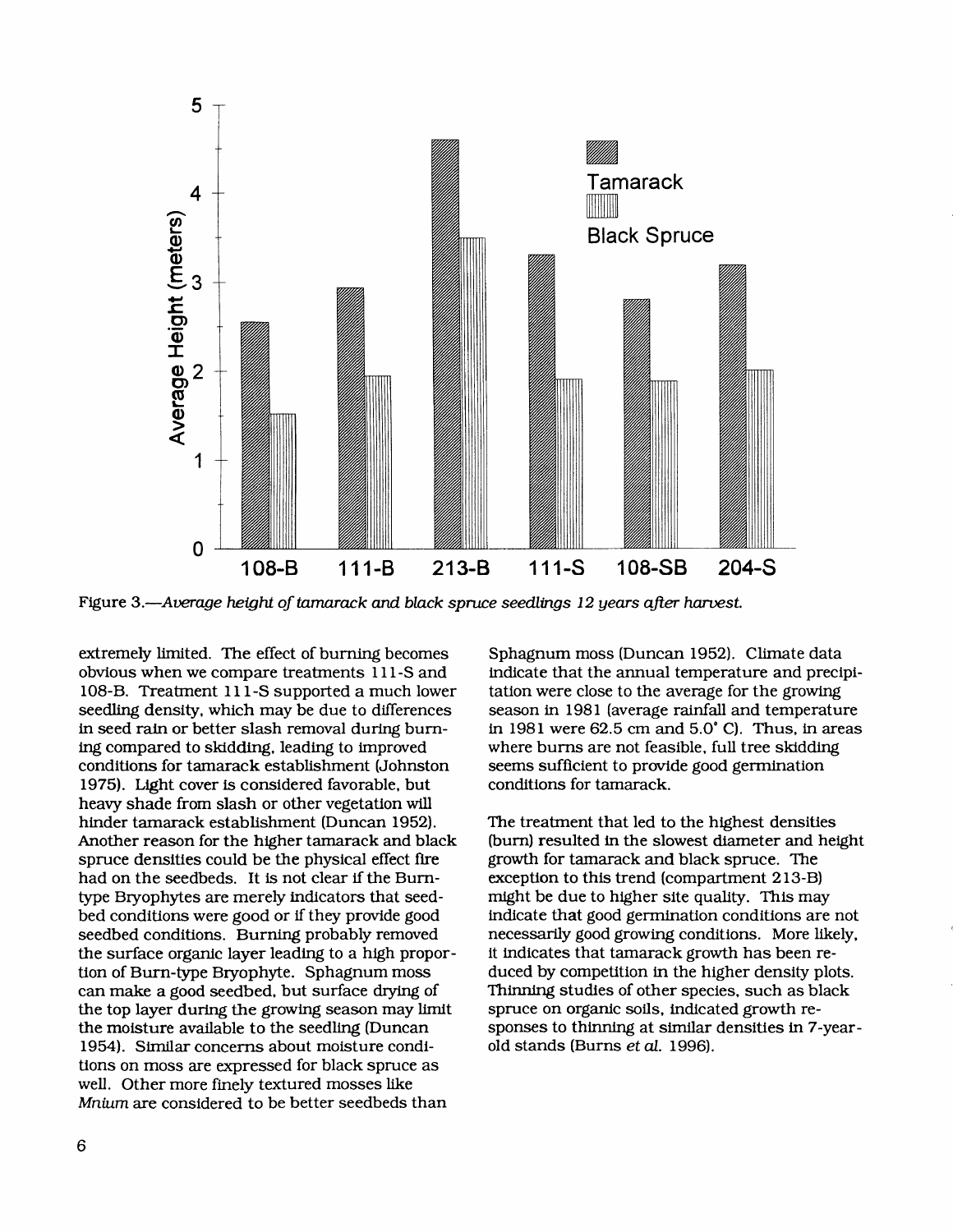Figure 3.—*Average height of tamarack and black spruce seedlings 12 years after harvest.*

extremely limited. The effect of burning becomes obvious when we compare treatments 111-S and 108-B. Treatment 111-S supported a much lower seedling density, which may be due to differences in seed rain or better slash removal during burning compared to skidding, leading to improved conditions for tamarack establishment (Johnston 1975). Light cover is considered favorable, but heavy shade from slash or other vegetation will hinder tamarack establishment (Duncan 1952). Another reason for the higher tamarack and black spruce densities could be the physical effect fire had on the seedbeds. It is not clear if the Burn-type Bryophytes are merely indicators that seedbed conditions were good or if they provide good seedbed conditions. Burning probably removed the surface organic layer leading to a high proportion of Burn-type Bryophyte. Sphagnum moss can make a good seedbed, but surface drying of the top layer during the growing season may limit the moisture available to the seedling (Duncan 1954). Similar concerns about moisture conditions on moss are expressed for black spruce as well. Other more finely textured mosses like *Mnium* are considered to be better seedbeds than Sphagnum moss (Duncan 1952). Climate data indicate that the annual temperature and precipitation were close to the average for the growing season in 1981 (average rainfall and temperature in 1981 were 62.5 cm and 5.0° C). Thus, in areas where burns are not feasible, full tree skidding seems sufficient to provide good germination conditions for tamarack.

The treatment that led to the highest densities (burn) resulted in the slowest diameter and height growth for tamarack and black spruce. The exception to this trend (compartment 213-B) might be due to higher site quality. This may indicate that good germination conditions are not necessarily good growing conditions. More likely, it indicates that tamarack growth has been reduced by competition in the higher density plots. Thinning studies of other species, such as black spruce on organic soils, indicated growth responses to thinning at similar densities in 7-year-old stands (Burns *et al.* 1996).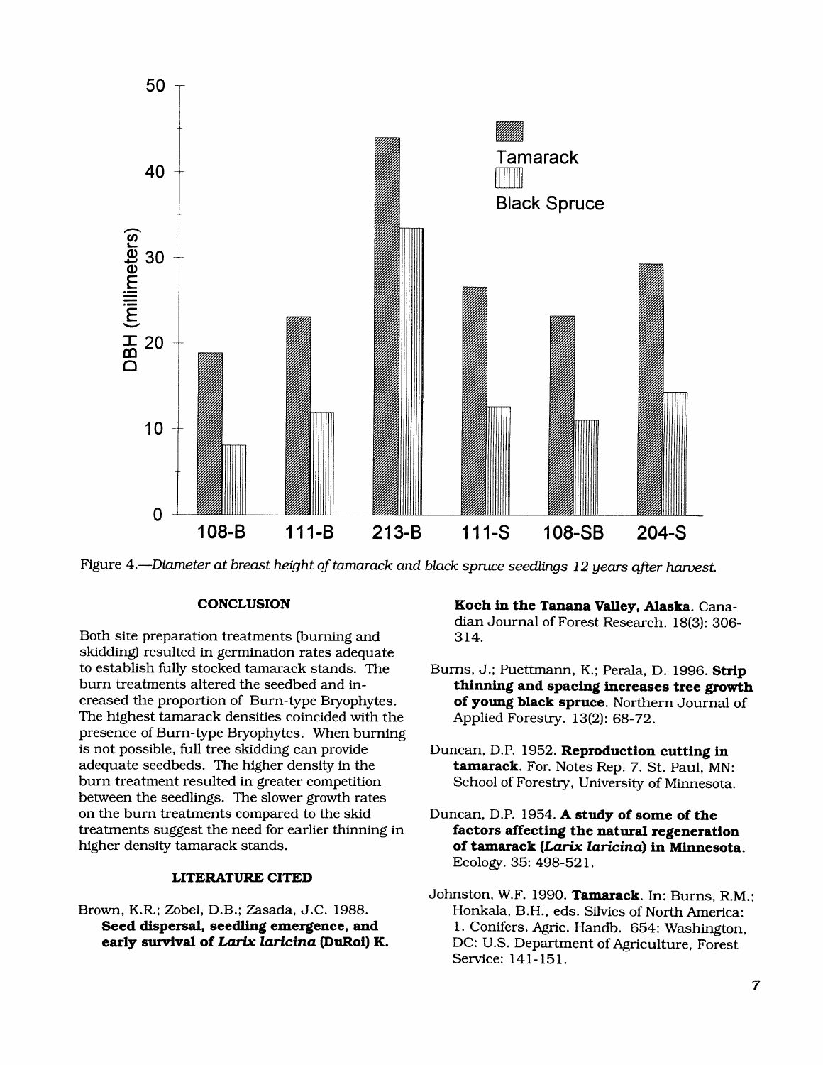Figure 4.—*Diameter at breast height of tamarack and black spruce seedlings 12 years after harvest.*

## CONCLUSION

Both site preparation treatments (burning and skidding) resulted in germination rates adequate to establish fully stocked tamarack stands. The burn treatments altered the seedbed and increased the proportion of Burn-type Bryophytes. The highest tamarack densities coincided with the presence of Burn-type Bryophytes. When burning is not possible, full tree skidding can provide adequate seedbeds. The higher density in the burn treatment resulted in greater competition between the seedlings. The slower growth rates on the burn treatments compared to the skid treatments suggest the need for earlier thinning in higher density tamarack stands.

## LITERATURE CITED

Brown, K.R.; Zobel, D.B.; Zasada, J.C. 1988. **Seed dispersal, seedling emergence, and early survival of *Larix laricina* (DuRoi) K. Koch in the Tanana Valley, Alaska.** Canadian Journal of Forest Research. 18(3): 306-314.

Burns, J.; Puettmann, K.; Perala, D. 1996. **Strip thinning and spacing increases tree growth of young black spruce.** Northern Journal of Applied Forestry. 13(2): 68-72.

Duncan, D.P. 1952. **Reproduction cutting in tamarack.** For. Notes Rep. 7. St. Paul, MN: School of Forestry, University of Minnesota.

Duncan, D.P. 1954. **A study of some of the factors affecting the natural regeneration of tamarack (*Larix laricina*) in Minnesota.** Ecology. 35: 498-521.

Johnston, W.F. 1990. **Tamarack.** In: Burns, R.M.; Honkala, B.H., eds. Silvics of North America: 1. Conifers. Agric. Handb. 654: Washington, DC: U.S. Department of Agriculture, Forest Service: 141-151.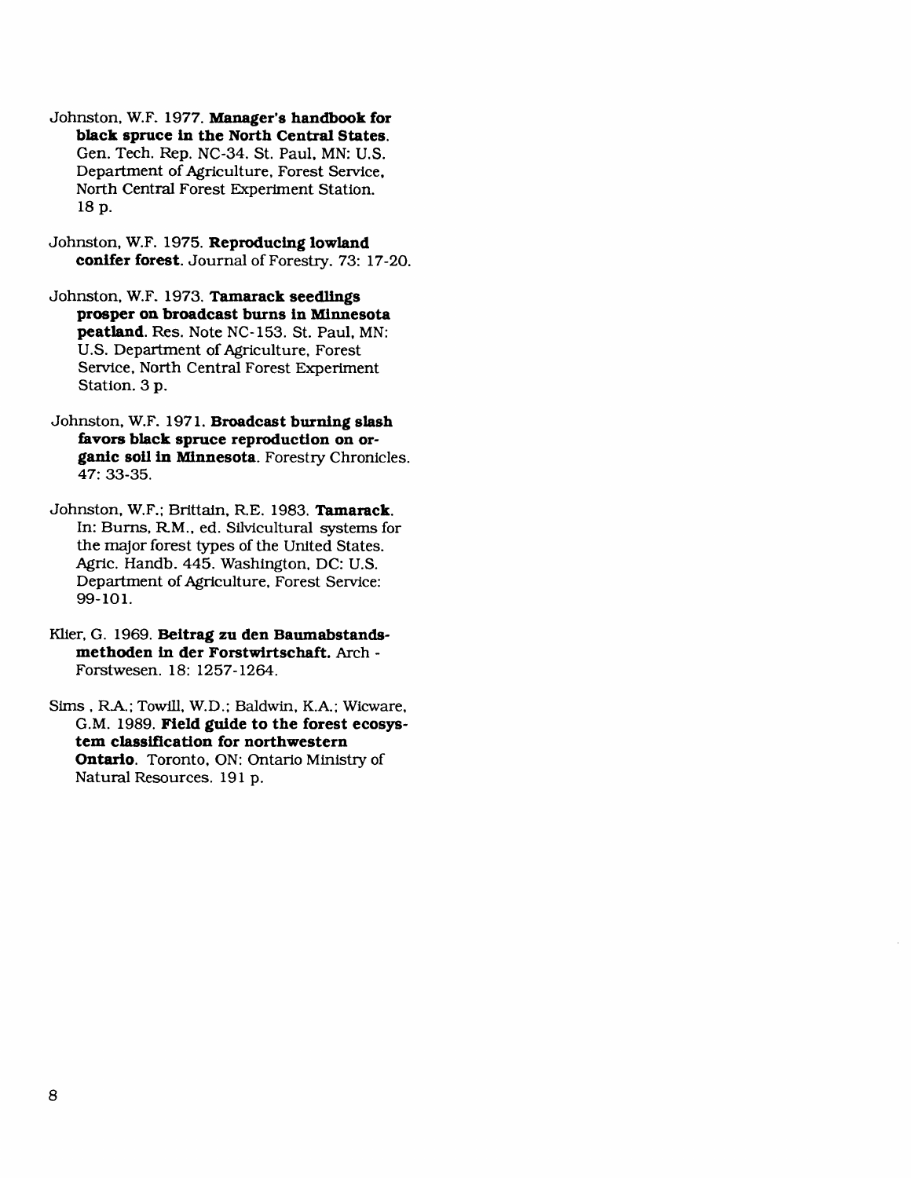Johnston, W.F. 1977. **Manager's handbook for black spruce in the North Central States.** Gen. Tech. Rep. NC-34. St. Paul, MN: U.S. Department of Agriculture, Forest Service, North Central Forest Experiment Station. 18 p.

Johnston, W.F. 1975. **Reproducing lowland conifer forest.** Journal of Forestry. 73: 17-20.

Johnston, W.F. 1973. **Tamarack seedlings prosper on broadcast burns in Minnesota peatland.** Res. Note NC-153. St. Paul, MN: U.S. Department of Agriculture, Forest Service, North Central Forest Experiment Station. 3 p.

Johnston, W.F. 1971. **Broadcast burning slash favors black spruce reproduction on organic soil in Minnesota.** Forestry Chronicles. 47: 33-35.

Johnston, W.F.; Brittain, R.E. 1983. **Tamarack.** In: Burns, R.M., ed. Silvicultural systems for the major forest types of the United States. Agric. Handb. 445. Washington, DC: U.S. Department of Agriculture, Forest Service: 99-101.

Klier, G. 1969. **Beitrag zu den Baumabstandsmethoden in der Forstwirtschaft.** Arch - Forstwesen. 18: 1257-1264.

Sims , R.A.; Towill, W.D.; Baldwin, K.A.; Wicware, G.M. 1989. **Field guide to the forest ecosystem classification for northwestern Ontario.** Toronto, ON: Ontario Ministry of Natural Resources. 191 p.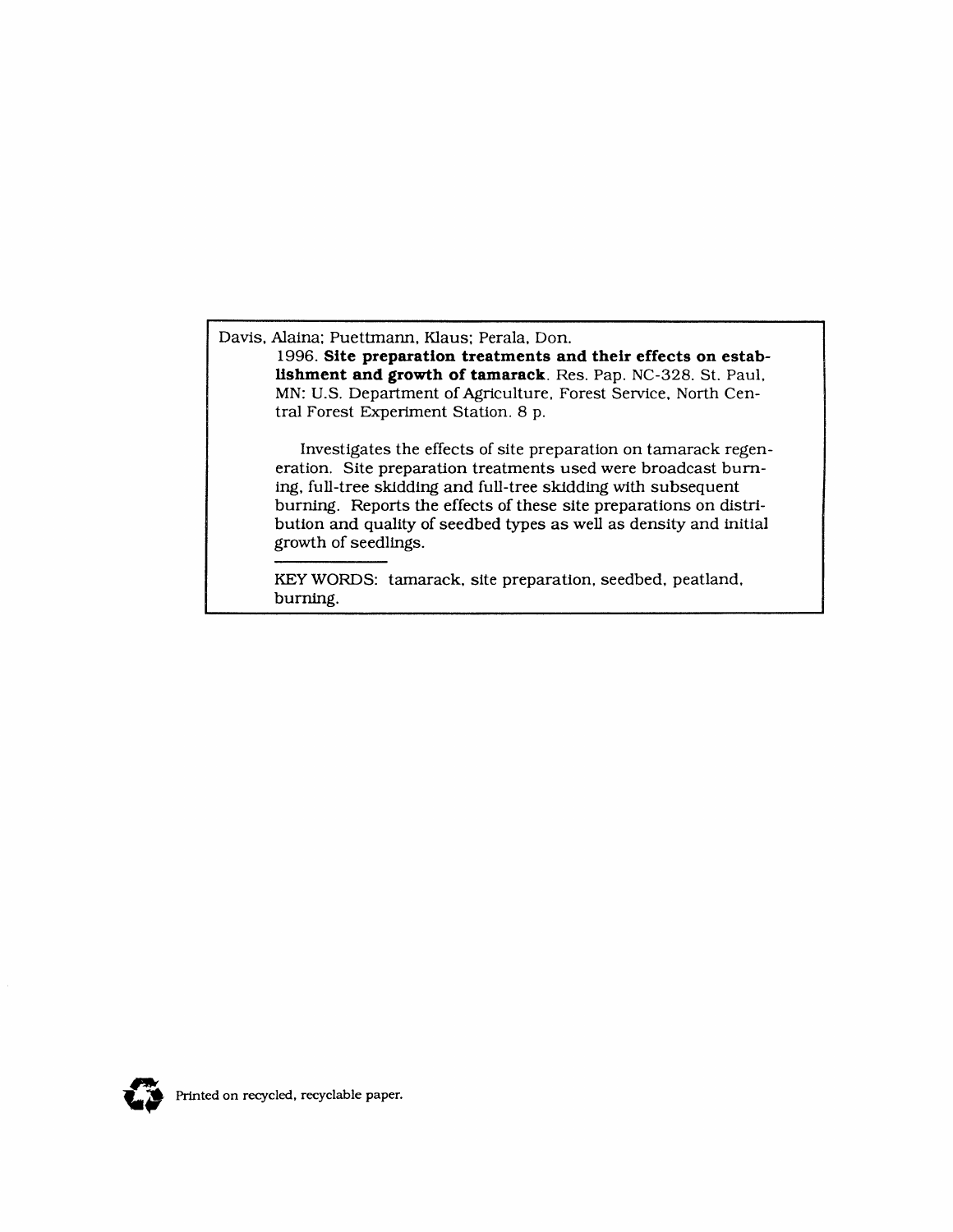Davis, Alaina; Puettmann, Klaus; Perala, Don.

1996. **Site preparation treatments and their effects on establishment and growth of tamarack**. Res. Pap. NC-328. St. Paul, MN: U.S. Department of Agriculture, Forest Service, North Central Forest Experiment Station. 8 p.

Investigates the effects of site preparation on tamarack regeneration. Site preparation treatments used were broadcast burning, full-tree skidding and full-tree skidding with subsequent burning. Reports the effects of these site preparations on distribution and quality of seedbed types as well as density and initial growth of seedlings.

KEY WORDS: tamarack, site preparation, seedbed, peatland, burning.

Printed on recycled, recyclable paper.